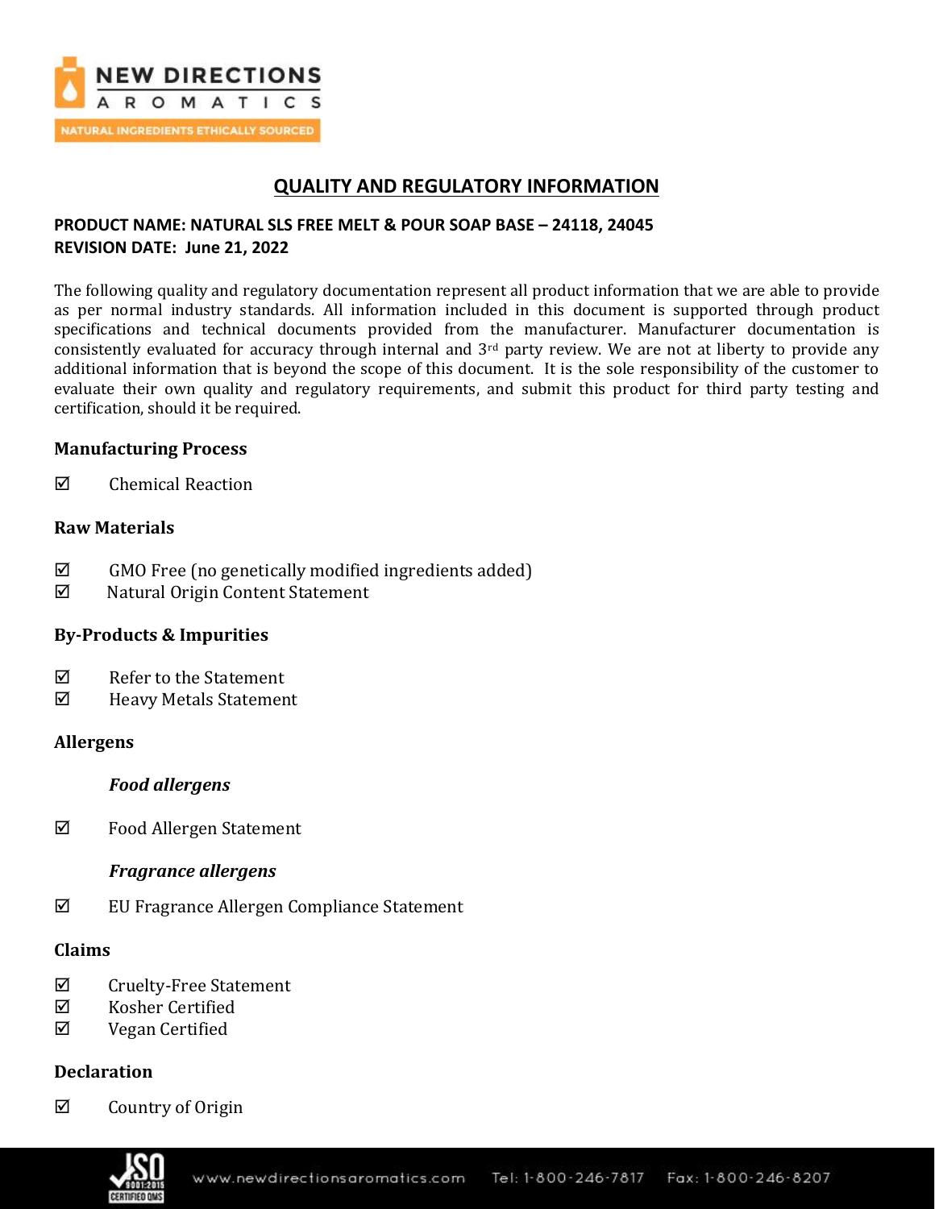# QUALITY AND REGULATORY INFORMATION

**PRODUCT NAME: NATURAL SLS FREE MELT & POUR SOAP BASE – 24118, 24045**
**REVISION DATE: June 21, 2022**

The following quality and regulatory documentation represent all product information that we are able to provide as per normal industry standards. All information included in this document is supported through product specifications and technical documents provided from the manufacturer. Manufacturer documentation is consistently evaluated for accuracy through internal and 3rd party review. We are not at liberty to provide any additional information that is beyond the scope of this document. It is the sole responsibility of the customer to evaluate their own quality and regulatory requirements, and submit this product for third party testing and certification, should it be required.

## Manufacturing Process

☑ Chemical Reaction

## Raw Materials

☑ GMO Free (no genetically modified ingredients added)
☑ Natural Origin Content Statement

## By-Products & Impurities

☑ Refer to the Statement
☑ Heavy Metals Statement

## Allergens

### *Food allergens*

☑ Food Allergen Statement

### *Fragrance allergens*

☑ EU Fragrance Allergen Compliance Statement

## Claims

☑ Cruelty-Free Statement
☑ Kosher Certified
☑ Vegan Certified

## Declaration

☑ Country of Origin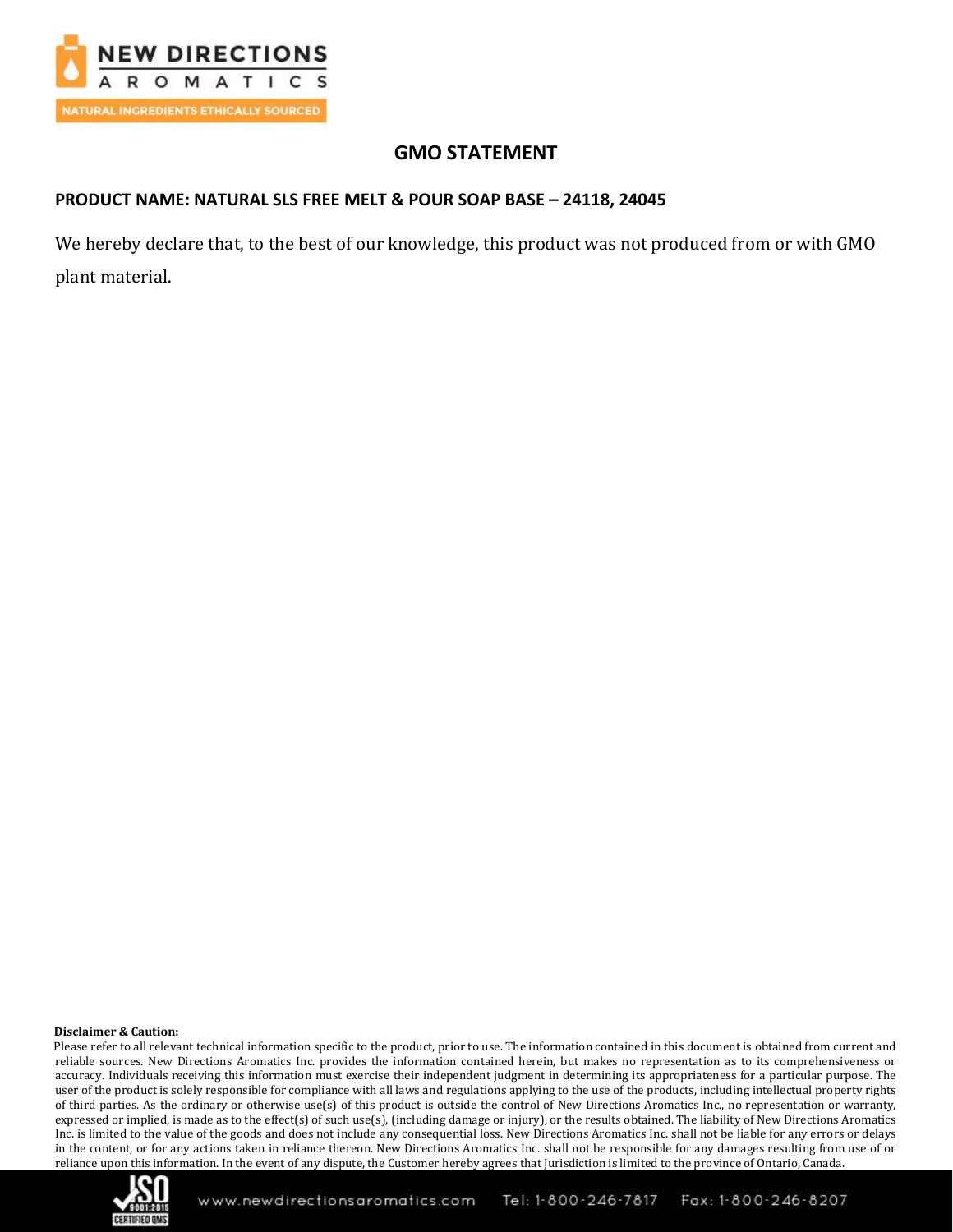## GMO STATEMENT

**PRODUCT NAME: NATURAL SLS FREE MELT & POUR SOAP BASE – 24118, 24045**

We hereby declare that, to the best of our knowledge, this product was not produced from or with GMO plant material.

**Disclaimer & Caution:**

Please refer to all relevant technical information specific to the product, prior to use. The information contained in this document is obtained from current and reliable sources. New Directions Aromatics Inc. provides the information contained herein, but makes no representation as to its comprehensiveness or accuracy. Individuals receiving this information must exercise their independent judgment in determining its appropriateness for a particular purpose. The user of the product is solely responsible for compliance with all laws and regulations applying to the use of the products, including intellectual property rights of third parties. As the ordinary or otherwise use(s) of this product is outside the control of New Directions Aromatics Inc., no representation or warranty, expressed or implied, is made as to the effect(s) of such use(s), (including damage or injury), or the results obtained. The liability of New Directions Aromatics Inc. is limited to the value of the goods and does not include any consequential loss. New Directions Aromatics Inc. shall not be liable for any errors or delays in the content, or for any actions taken in reliance thereon. New Directions Aromatics Inc. shall not be responsible for any damages resulting from use of or reliance upon this information. In the event of any dispute, the Customer hereby agrees that Jurisdiction is limited to the province of Ontario, Canada.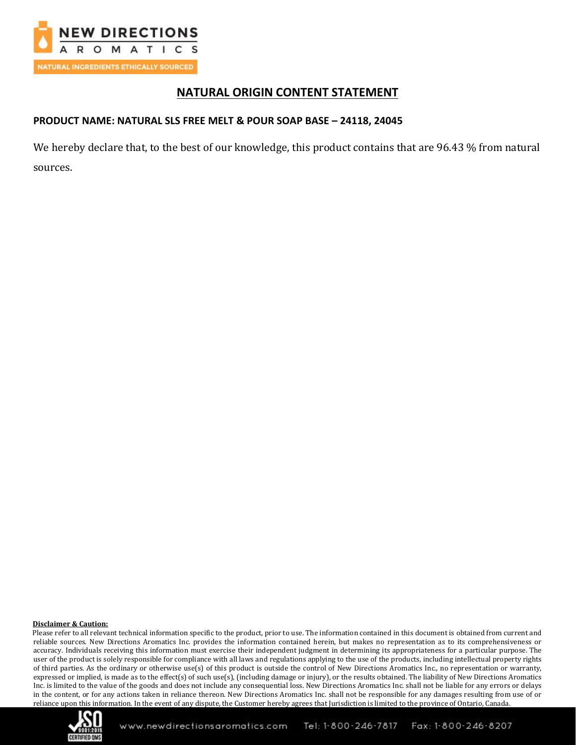## NATURAL ORIGIN CONTENT STATEMENT

**PRODUCT NAME: NATURAL SLS FREE MELT & POUR SOAP BASE – 24118, 24045**

We hereby declare that, to the best of our knowledge, this product contains that are 96.43 % from natural sources.

**Disclaimer & Caution:**

Please refer to all relevant technical information specific to the product, prior to use. The information contained in this document is obtained from current and reliable sources. New Directions Aromatics Inc. provides the information contained herein, but makes no representation as to its comprehensiveness or accuracy. Individuals receiving this information must exercise their independent judgment in determining its appropriateness for a particular purpose. The user of the product is solely responsible for compliance with all laws and regulations applying to the use of the products, including intellectual property rights of third parties. As the ordinary or otherwise use(s) of this product is outside the control of New Directions Aromatics Inc., no representation or warranty, expressed or implied, is made as to the effect(s) of such use(s), (including damage or injury), or the results obtained. The liability of New Directions Aromatics Inc. is limited to the value of the goods and does not include any consequential loss. New Directions Aromatics Inc. shall not be liable for any errors or delays in the content, or for any actions taken in reliance thereon. New Directions Aromatics Inc. shall not be responsible for any damages resulting from use of or reliance upon this information. In the event of any dispute, the Customer hereby agrees that Jurisdiction is limited to the province of Ontario, Canada.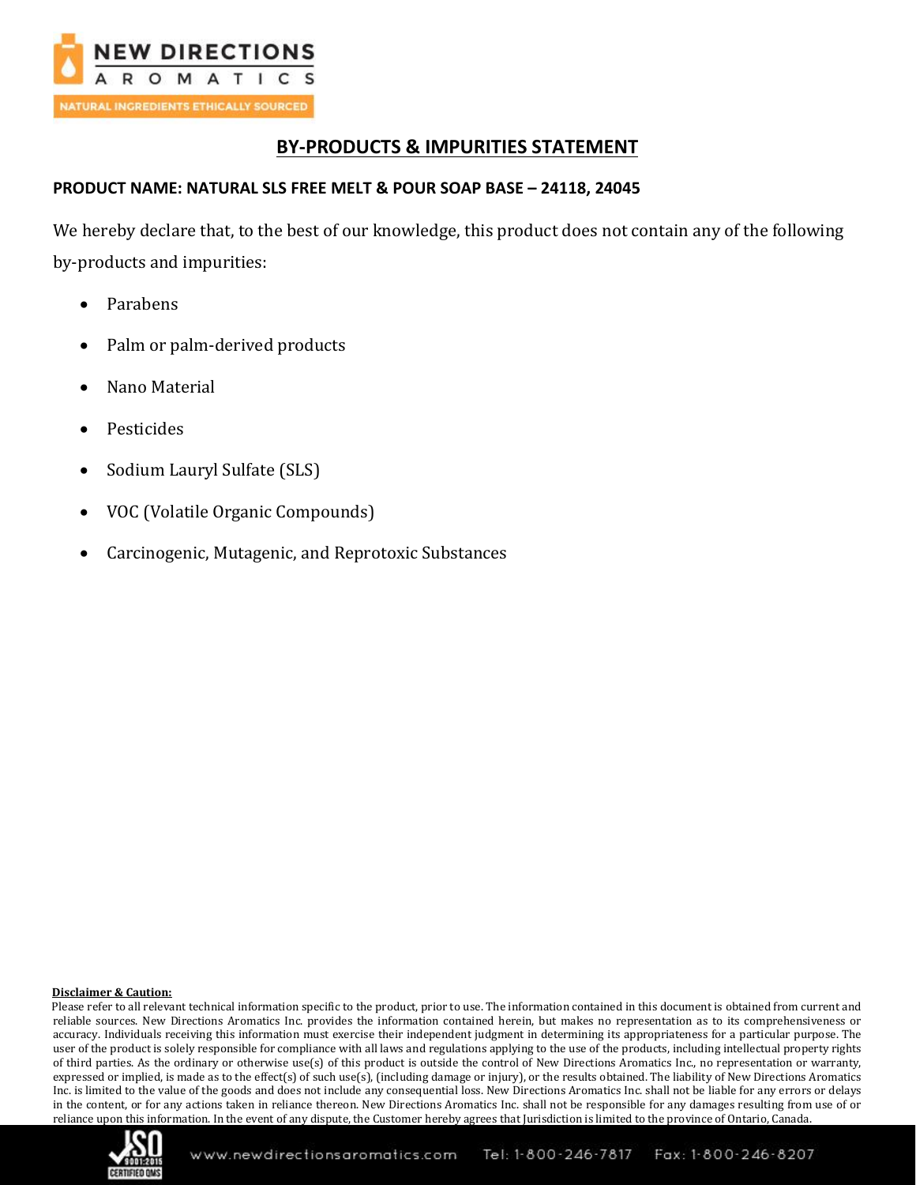# BY-PRODUCTS & IMPURITIES STATEMENT

**PRODUCT NAME: NATURAL SLS FREE MELT & POUR SOAP BASE – 24118, 24045**

We hereby declare that, to the best of our knowledge, this product does not contain any of the following by-products and impurities:

- Parabens
- Palm or palm-derived products
- Nano Material
- Pesticides
- Sodium Lauryl Sulfate (SLS)
- VOC (Volatile Organic Compounds)
- Carcinogenic, Mutagenic, and Reprotoxic Substances

**Disclaimer & Caution:**

Please refer to all relevant technical information specific to the product, prior to use. The information contained in this document is obtained from current and reliable sources. New Directions Aromatics Inc. provides the information contained herein, but makes no representation as to its comprehensiveness or accuracy. Individuals receiving this information must exercise their independent judgment in determining its appropriateness for a particular purpose. The user of the product is solely responsible for compliance with all laws and regulations applying to the use of the products, including intellectual property rights of third parties. As the ordinary or otherwise use(s) of this product is outside the control of New Directions Aromatics Inc., no representation or warranty, expressed or implied, is made as to the effect(s) of such use(s), (including damage or injury), or the results obtained. The liability of New Directions Aromatics Inc. is limited to the value of the goods and does not include any consequential loss. New Directions Aromatics Inc. shall not be liable for any errors or delays in the content, or for any actions taken in reliance thereon. New Directions Aromatics Inc. shall not be responsible for any damages resulting from use of or reliance upon this information. In the event of any dispute, the Customer hereby agrees that Jurisdiction is limited to the province of Ontario, Canada.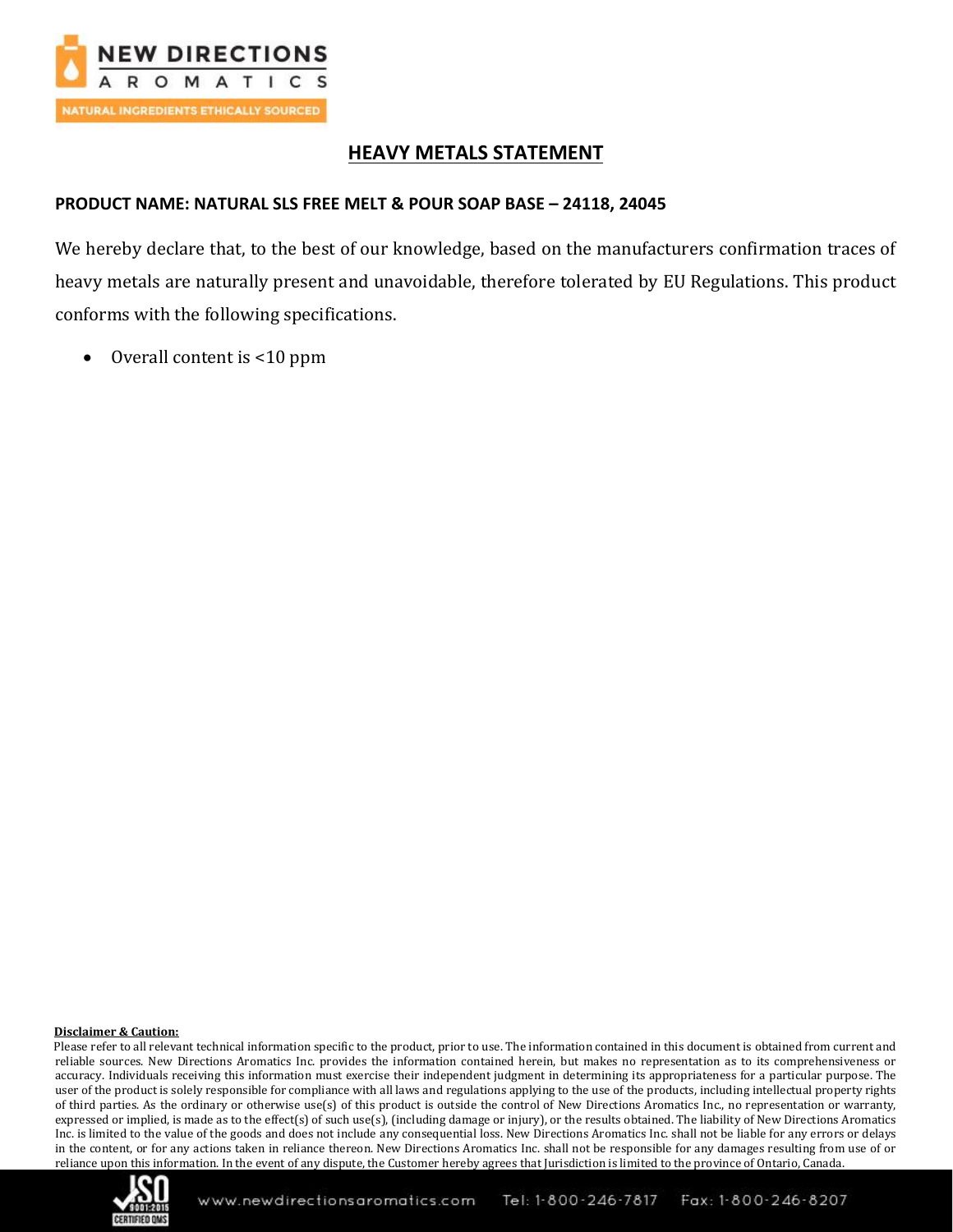# HEAVY METALS STATEMENT

**PRODUCT NAME: NATURAL SLS FREE MELT & POUR SOAP BASE – 24118, 24045**

We hereby declare that, to the best of our knowledge, based on the manufacturers confirmation traces of heavy metals are naturally present and unavoidable, therefore tolerated by EU Regulations. This product conforms with the following specifications.

- Overall content is <10 ppm

**Disclaimer & Caution:**

Please refer to all relevant technical information specific to the product, prior to use. The information contained in this document is obtained from current and reliable sources. New Directions Aromatics Inc. provides the information contained herein, but makes no representation as to its comprehensiveness or accuracy. Individuals receiving this information must exercise their independent judgment in determining its appropriateness for a particular purpose. The user of the product is solely responsible for compliance with all laws and regulations applying to the use of the products, including intellectual property rights of third parties. As the ordinary or otherwise use(s) of this product is outside the control of New Directions Aromatics Inc., no representation or warranty, expressed or implied, is made as to the effect(s) of such use(s), (including damage or injury), or the results obtained. The liability of New Directions Aromatics Inc. is limited to the value of the goods and does not include any consequential loss. New Directions Aromatics Inc. shall not be liable for any errors or delays in the content, or for any actions taken in reliance thereon. New Directions Aromatics Inc. shall not be responsible for any damages resulting from use of or reliance upon this information. In the event of any dispute, the Customer hereby agrees that Jurisdiction is limited to the province of Ontario, Canada.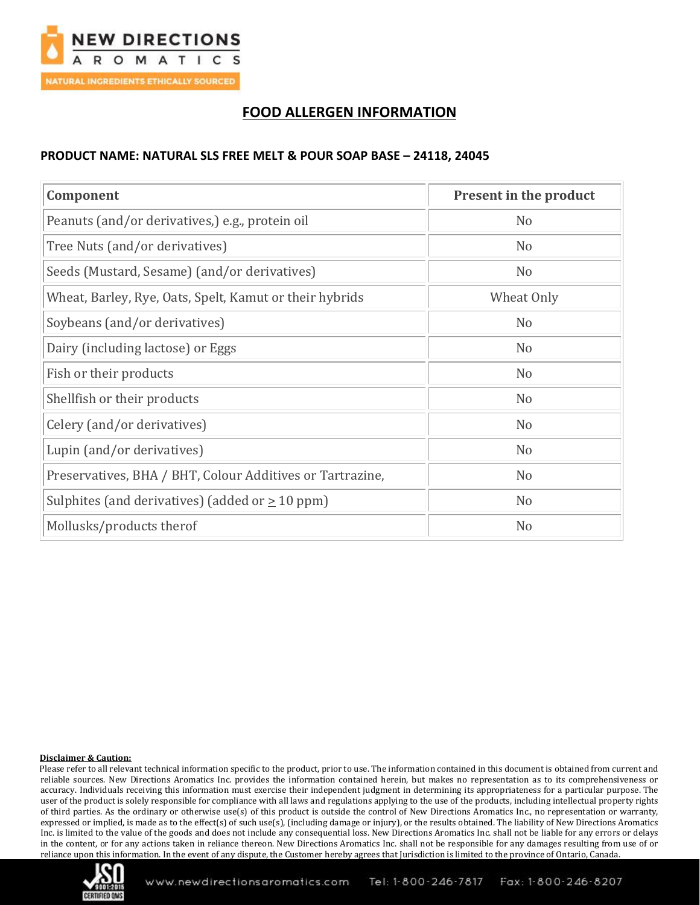# FOOD ALLERGEN INFORMATION

**PRODUCT NAME: NATURAL SLS FREE MELT & POUR SOAP BASE – 24118, 24045**

| Component | Present in the product |
|---|---|
| Peanuts (and/or derivatives,) e.g., protein oil | No |
| Tree Nuts (and/or derivatives) | No |
| Seeds (Mustard, Sesame) (and/or derivatives) | No |
| Wheat, Barley, Rye, Oats, Spelt, Kamut or their hybrids | Wheat Only |
| Soybeans (and/or derivatives) | No |
| Dairy (including lactose) or Eggs | No |
| Fish or their products | No |
| Shellfish or their products | No |
| Celery (and/or derivatives) | No |
| Lupin (and/or derivatives) | No |
| Preservatives, BHA / BHT, Colour Additives or Tartrazine, | No |
| Sulphites (and derivatives) (added or $\geq$ 10 ppm) | No |
| Mollusks/products therof | No |

**Disclaimer & Caution:**

Please refer to all relevant technical information specific to the product, prior to use. The information contained in this document is obtained from current and reliable sources. New Directions Aromatics Inc. provides the information contained herein, but makes no representation as to its comprehensiveness or accuracy. Individuals receiving this information must exercise their independent judgment in determining its appropriateness for a particular purpose. The user of the product is solely responsible for compliance with all laws and regulations applying to the use of the products, including intellectual property rights of third parties. As the ordinary or otherwise use(s) of this product is outside the control of New Directions Aromatics Inc., no representation or warranty, expressed or implied, is made as to the effect(s) of such use(s), (including damage or injury), or the results obtained. The liability of New Directions Aromatics Inc. is limited to the value of the goods and does not include any consequential loss. New Directions Aromatics Inc. shall not be liable for any errors or delays in the content, or for any actions taken in reliance thereon. New Directions Aromatics Inc. shall not be responsible for any damages resulting from use of or reliance upon this information. In the event of any dispute, the Customer hereby agrees that Jurisdiction is limited to the province of Ontario, Canada.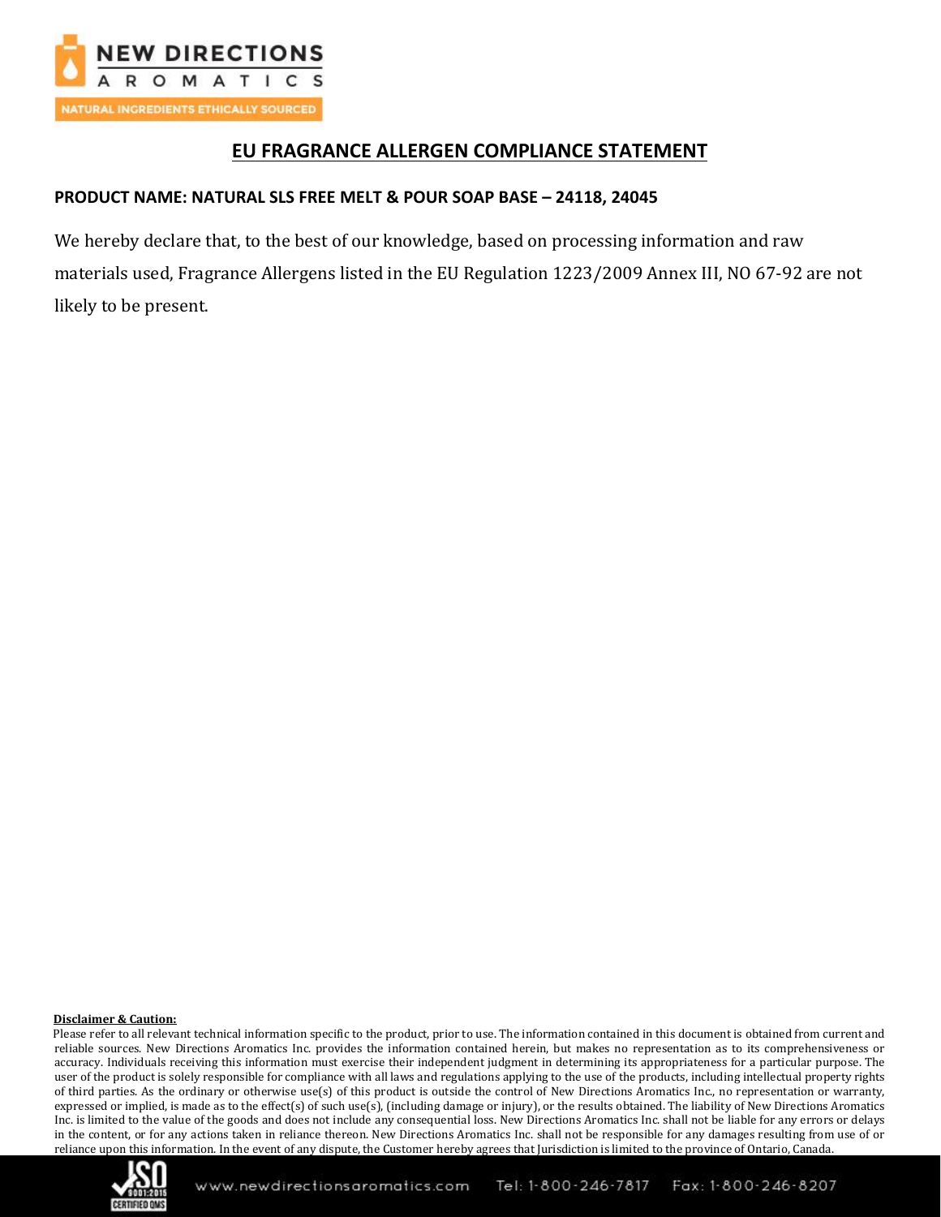# EU FRAGRANCE ALLERGEN COMPLIANCE STATEMENT

**PRODUCT NAME: NATURAL SLS FREE MELT & POUR SOAP BASE – 24118, 24045**

We hereby declare that, to the best of our knowledge, based on processing information and raw materials used, Fragrance Allergens listed in the EU Regulation 1223/2009 Annex III, NO 67-92 are not likely to be present.

**Disclaimer & Caution:**

Please refer to all relevant technical information specific to the product, prior to use. The information contained in this document is obtained from current and reliable sources. New Directions Aromatics Inc. provides the information contained herein, but makes no representation as to its comprehensiveness or accuracy. Individuals receiving this information must exercise their independent judgment in determining its appropriateness for a particular purpose. The user of the product is solely responsible for compliance with all laws and regulations applying to the use of the products, including intellectual property rights of third parties. As the ordinary or otherwise use(s) of this product is outside the control of New Directions Aromatics Inc., no representation or warranty, expressed or implied, is made as to the effect(s) of such use(s), (including damage or injury), or the results obtained. The liability of New Directions Aromatics Inc. is limited to the value of the goods and does not include any consequential loss. New Directions Aromatics Inc. shall not be liable for any errors or delays in the content, or for any actions taken in reliance thereon. New Directions Aromatics Inc. shall not be responsible for any damages resulting from use of or reliance upon this information. In the event of any dispute, the Customer hereby agrees that Jurisdiction is limited to the province of Ontario, Canada.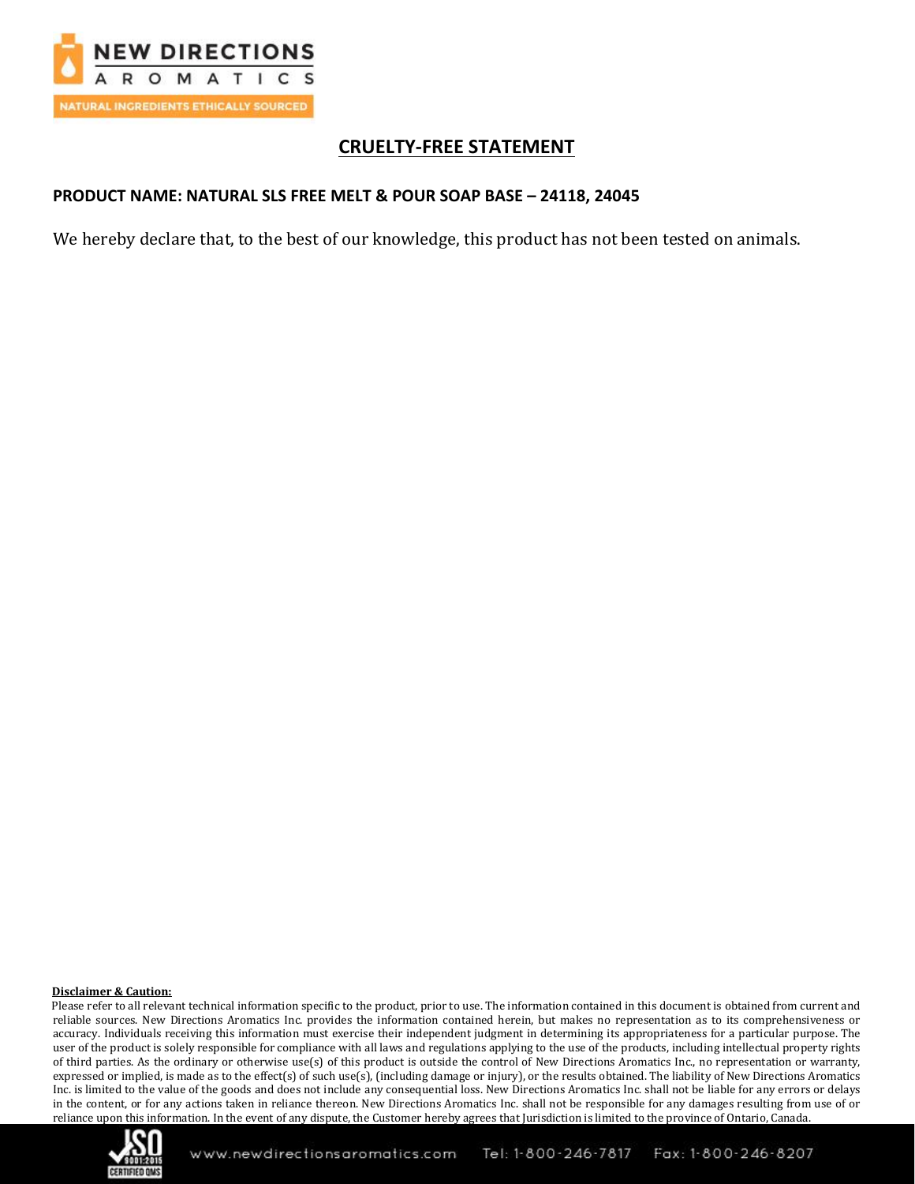## CRUELTY-FREE STATEMENT

**PRODUCT NAME: NATURAL SLS FREE MELT & POUR SOAP BASE – 24118, 24045**

We hereby declare that, to the best of our knowledge, this product has not been tested on animals.

**Disclaimer & Caution:**

Please refer to all relevant technical information specific to the product, prior to use. The information contained in this document is obtained from current and reliable sources. New Directions Aromatics Inc. provides the information contained herein, but makes no representation as to its comprehensiveness or accuracy. Individuals receiving this information must exercise their independent judgment in determining its appropriateness for a particular purpose. The user of the product is solely responsible for compliance with all laws and regulations applying to the use of the products, including intellectual property rights of third parties. As the ordinary or otherwise use(s) of this product is outside the control of New Directions Aromatics Inc., no representation or warranty, expressed or implied, is made as to the effect(s) of such use(s), (including damage or injury), or the results obtained. The liability of New Directions Aromatics Inc. is limited to the value of the goods and does not include any consequential loss. New Directions Aromatics Inc. shall not be liable for any errors or delays in the content, or for any actions taken in reliance thereon. New Directions Aromatics Inc. shall not be responsible for any damages resulting from use of or reliance upon this information. In the event of any dispute, the Customer hereby agrees that Jurisdiction is limited to the province of Ontario, Canada.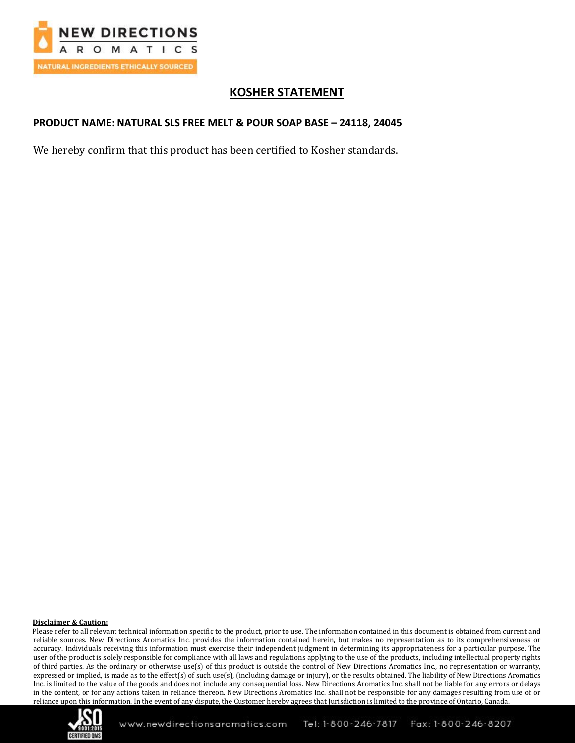# KOSHER STATEMENT

**PRODUCT NAME: NATURAL SLS FREE MELT & POUR SOAP BASE – 24118, 24045**

We hereby confirm that this product has been certified to Kosher standards.

**Disclaimer & Caution:**

Please refer to all relevant technical information specific to the product, prior to use. The information contained in this document is obtained from current and reliable sources. New Directions Aromatics Inc. provides the information contained herein, but makes no representation as to its comprehensiveness or accuracy. Individuals receiving this information must exercise their independent judgment in determining its appropriateness for a particular purpose. The user of the product is solely responsible for compliance with all laws and regulations applying to the use of the products, including intellectual property rights of third parties. As the ordinary or otherwise use(s) of this product is outside the control of New Directions Aromatics Inc., no representation or warranty, expressed or implied, is made as to the effect(s) of such use(s), (including damage or injury), or the results obtained. The liability of New Directions Aromatics Inc. is limited to the value of the goods and does not include any consequential loss. New Directions Aromatics Inc. shall not be liable for any errors or delays in the content, or for any actions taken in reliance thereon. New Directions Aromatics Inc. shall not be responsible for any damages resulting from use of or reliance upon this information. In the event of any dispute, the Customer hereby agrees that Jurisdiction is limited to the province of Ontario, Canada.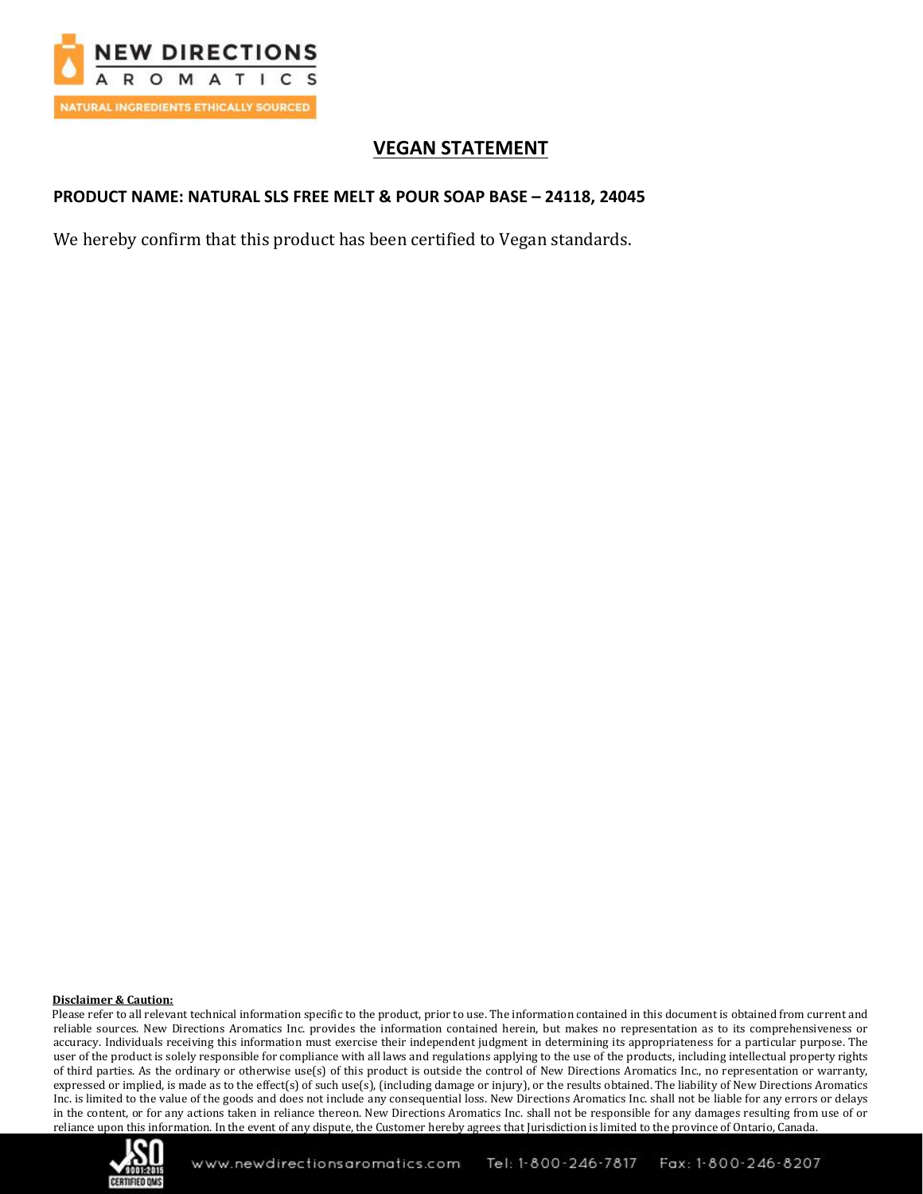# VEGAN STATEMENT

**PRODUCT NAME: NATURAL SLS FREE MELT & POUR SOAP BASE – 24118, 24045**

We hereby confirm that this product has been certified to Vegan standards.

**Disclaimer & Caution:**

Please refer to all relevant technical information specific to the product, prior to use. The information contained in this document is obtained from current and reliable sources. New Directions Aromatics Inc. provides the information contained herein, but makes no representation as to its comprehensiveness or accuracy. Individuals receiving this information must exercise their independent judgment in determining its appropriateness for a particular purpose. The user of the product is solely responsible for compliance with all laws and regulations applying to the use of the products, including intellectual property rights of third parties. As the ordinary or otherwise use(s) of this product is outside the control of New Directions Aromatics Inc., no representation or warranty, expressed or implied, is made as to the effect(s) of such use(s), (including damage or injury), or the results obtained. The liability of New Directions Aromatics Inc. is limited to the value of the goods and does not include any consequential loss. New Directions Aromatics Inc. shall not be liable for any errors or delays in the content, or for any actions taken in reliance thereon. New Directions Aromatics Inc. shall not be responsible for any damages resulting from use of or reliance upon this information. In the event of any dispute, the Customer hereby agrees that Jurisdiction is limited to the province of Ontario, Canada.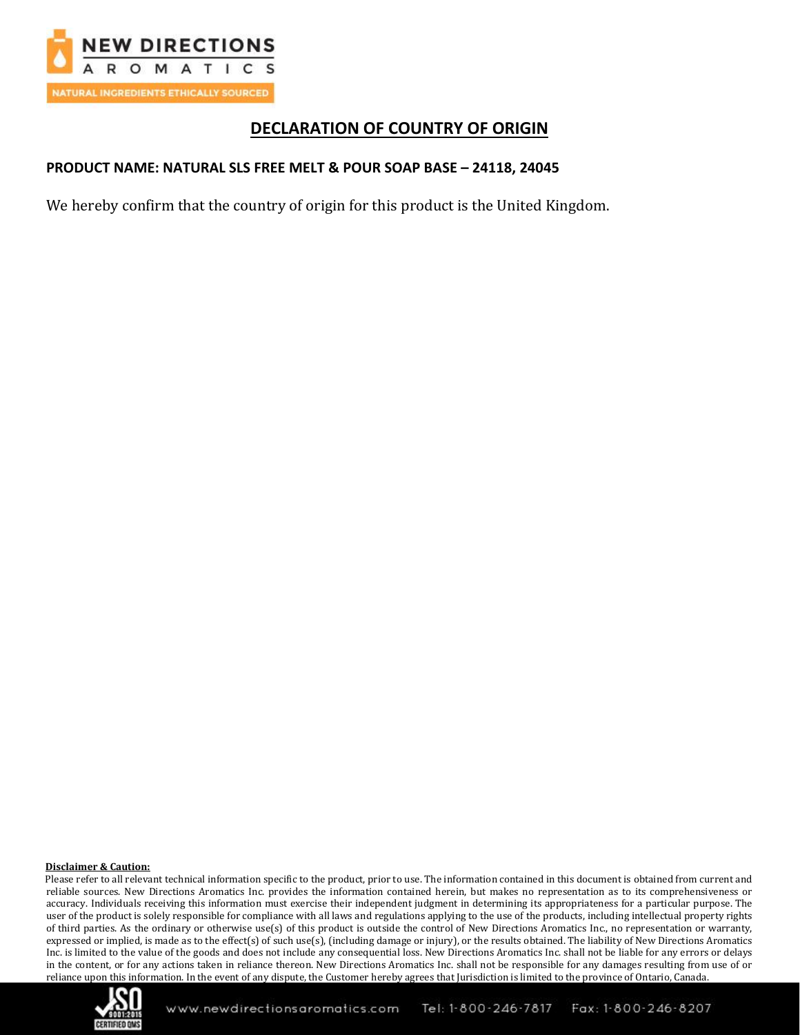# DECLARATION OF COUNTRY OF ORIGIN

**PRODUCT NAME: NATURAL SLS FREE MELT & POUR SOAP BASE – 24118, 24045**

We hereby confirm that the country of origin for this product is the United Kingdom.

**Disclaimer & Caution:**

Please refer to all relevant technical information specific to the product, prior to use. The information contained in this document is obtained from current and reliable sources. New Directions Aromatics Inc. provides the information contained herein, but makes no representation as to its comprehensiveness or accuracy. Individuals receiving this information must exercise their independent judgment in determining its appropriateness for a particular purpose. The user of the product is solely responsible for compliance with all laws and regulations applying to the use of the products, including intellectual property rights of third parties. As the ordinary or otherwise use(s) of this product is outside the control of New Directions Aromatics Inc., no representation or warranty, expressed or implied, is made as to the effect(s) of such use(s), (including damage or injury), or the results obtained. The liability of New Directions Aromatics Inc. is limited to the value of the goods and does not include any consequential loss. New Directions Aromatics Inc. shall not be liable for any errors or delays in the content, or for any actions taken in reliance thereon. New Directions Aromatics Inc. shall not be responsible for any damages resulting from use of or reliance upon this information. In the event of any dispute, the Customer hereby agrees that Jurisdiction is limited to the province of Ontario, Canada.